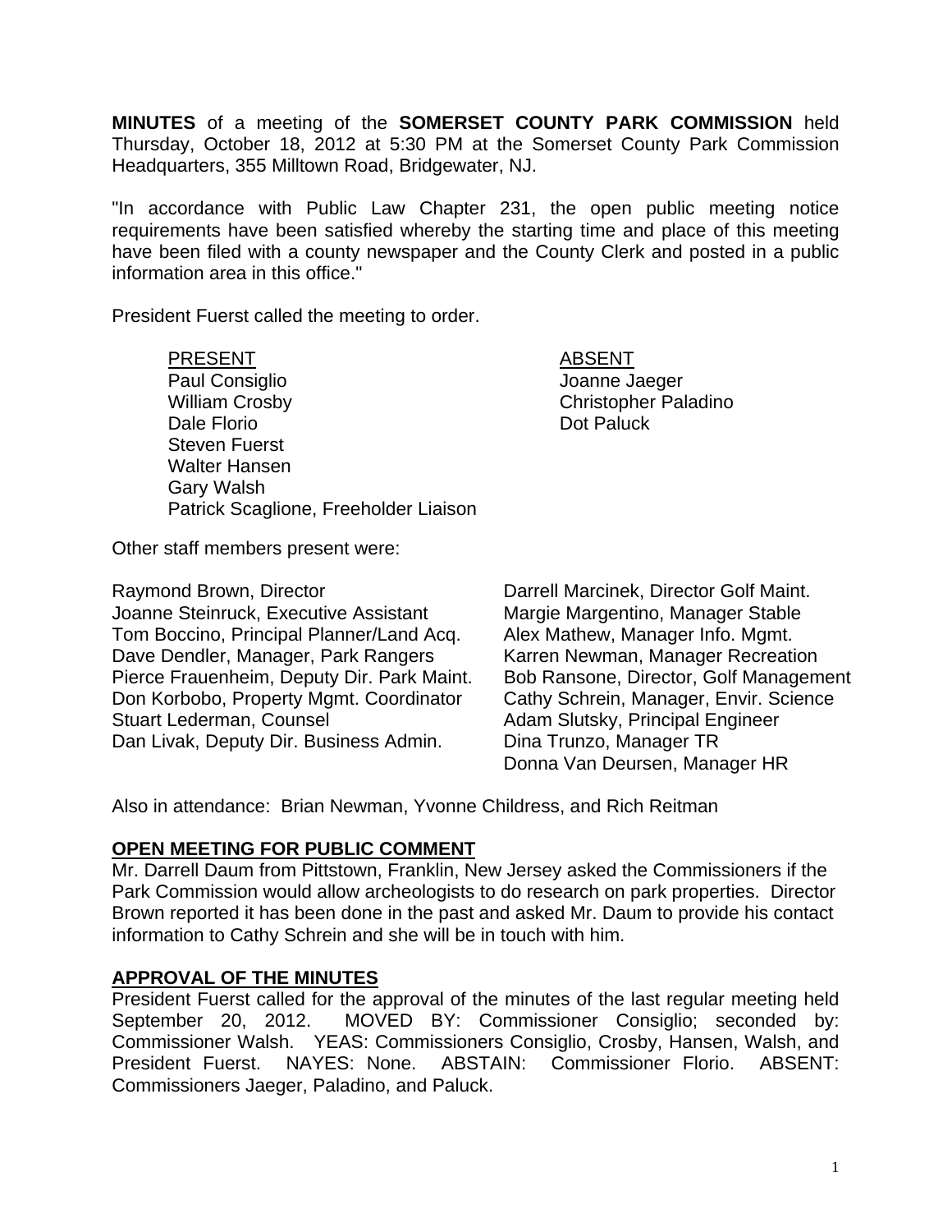**MINUTES** of a meeting of the **SOMERSET COUNTY PARK COMMISSION** held Thursday, October 18, 2012 at 5:30 PM at the Somerset County Park Commission Headquarters, 355 Milltown Road, Bridgewater, NJ.

"In accordance with Public Law Chapter 231, the open public meeting notice requirements have been satisfied whereby the starting time and place of this meeting have been filed with a county newspaper and the County Clerk and posted in a public information area in this office."

President Fuerst called the meeting to order.

| PRESENT | ABSENT |
|---|---|
| Paul Consiglio | Joanne Jaeger |
| William Crosby | Christopher Paladino |
| Dale Florio | Dot Paluck |
| Steven Fuerst | |
| Walter Hansen | |
| Gary Walsh | |
| Patrick Scaglione, Freeholder Liaison | |

Other staff members present were:

Raymond Brown, Director
Joanne Steinruck, Executive Assistant
Tom Boccino, Principal Planner/Land Acq.
Dave Dendler, Manager, Park Rangers
Pierce Frauenheim, Deputy Dir. Park Maint.
Don Korbobo, Property Mgmt. Coordinator
Stuart Lederman, Counsel
Dan Livak, Deputy Dir. Business Admin.
Darrell Marcinek, Director Golf Maint.
Margie Margentino, Manager Stable
Alex Mathew, Manager Info. Mgmt.
Karren Newman, Manager Recreation
Bob Ransone, Director, Golf Management
Cathy Schrein, Manager, Envir. Science
Adam Slutsky, Principal Engineer
Dina Trunzo, Manager TR
Donna Van Deursen, Manager HR

Also in attendance: Brian Newman, Yvonne Childress, and Rich Reitman

## OPEN MEETING FOR PUBLIC COMMENT

Mr. Darrell Daum from Pittstown, Franklin, New Jersey asked the Commissioners if the Park Commission would allow archeologists to do research on park properties. Director Brown reported it has been done in the past and asked Mr. Daum to provide his contact information to Cathy Schrein and she will be in touch with him.

## APPROVAL OF THE MINUTES

President Fuerst called for the approval of the minutes of the last regular meeting held September 20, 2012. MOVED BY: Commissioner Consiglio; seconded by: Commissioner Walsh. YEAS: Commissioners Consiglio, Crosby, Hansen, Walsh, and President Fuerst. NAYES: None. ABSTAIN: Commissioner Florio. ABSENT: Commissioners Jaeger, Paladino, and Paluck.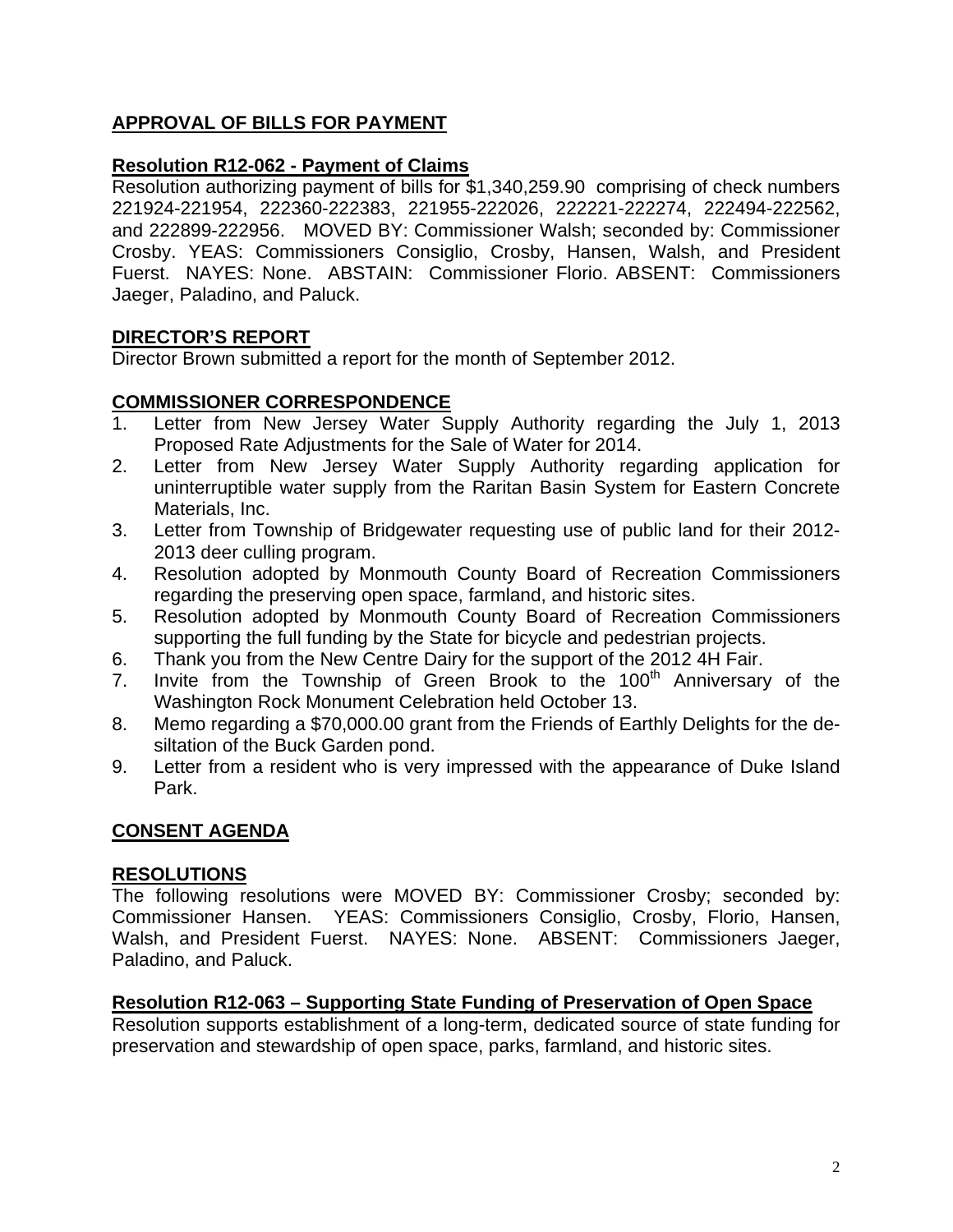**APPROVAL OF BILLS FOR PAYMENT**

**Resolution R12-062 - Payment of Claims**

Resolution authorizing payment of bills for $1,340,259.90 comprising of check numbers 221924-221954, 222360-222383, 221955-222026, 222221-222274, 222494-222562, and 222899-222956. MOVED BY: Commissioner Walsh; seconded by: Commissioner Crosby. YEAS: Commissioners Consiglio, Crosby, Hansen, Walsh, and President Fuerst. NAYES: None. ABSTAIN: Commissioner Florio. ABSENT: Commissioners Jaeger, Paladino, and Paluck.

**DIRECTOR'S REPORT**

Director Brown submitted a report for the month of September 2012.

**COMMISSIONER CORRESPONDENCE**

1. Letter from New Jersey Water Supply Authority regarding the July 1, 2013 Proposed Rate Adjustments for the Sale of Water for 2014.
2. Letter from New Jersey Water Supply Authority regarding application for uninterruptible water supply from the Raritan Basin System for Eastern Concrete Materials, Inc.
3. Letter from Township of Bridgewater requesting use of public land for their 2012-2013 deer culling program.
4. Resolution adopted by Monmouth County Board of Recreation Commissioners regarding the preserving open space, farmland, and historic sites.
5. Resolution adopted by Monmouth County Board of Recreation Commissioners supporting the full funding by the State for bicycle and pedestrian projects.
6. Thank you from the New Centre Dairy for the support of the 2012 4H Fair.
7. Invite from the Township of Green Brook to the 100th Anniversary of the Washington Rock Monument Celebration held October 13.
8. Memo regarding a $70,000.00 grant from the Friends of Earthly Delights for the de-siltation of the Buck Garden pond.
9. Letter from a resident who is very impressed with the appearance of Duke Island Park.

**CONSENT AGENDA**

**RESOLUTIONS**

The following resolutions were MOVED BY: Commissioner Crosby; seconded by: Commissioner Hansen. YEAS: Commissioners Consiglio, Crosby, Florio, Hansen, Walsh, and President Fuerst. NAYES: None. ABSENT: Commissioners Jaeger, Paladino, and Paluck.

**Resolution R12-063 – Supporting State Funding of Preservation of Open Space**

Resolution supports establishment of a long-term, dedicated source of state funding for preservation and stewardship of open space, parks, farmland, and historic sites.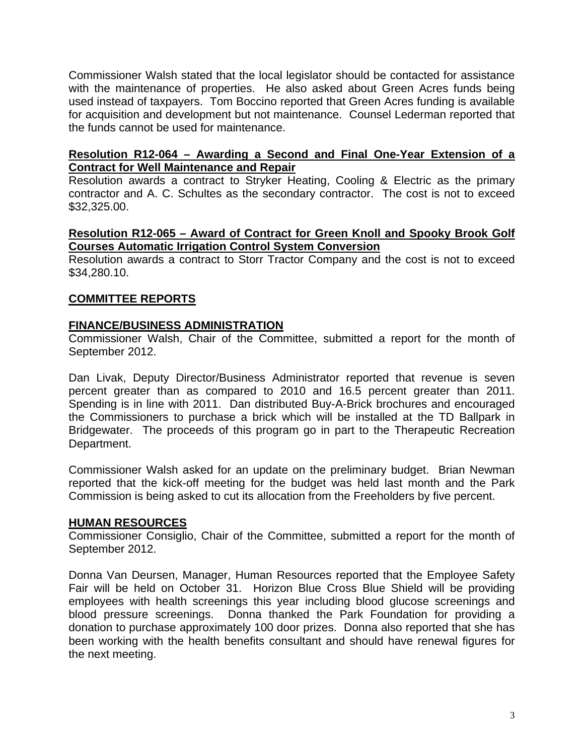Commissioner Walsh stated that the local legislator should be contacted for assistance with the maintenance of properties. He also asked about Green Acres funds being used instead of taxpayers. Tom Boccino reported that Green Acres funding is available for acquisition and development but not maintenance. Counsel Lederman reported that the funds cannot be used for maintenance.

**Resolution R12-064 – Awarding a Second and Final One-Year Extension of a Contract for Well Maintenance and Repair**

Resolution awards a contract to Stryker Heating, Cooling & Electric as the primary contractor and A. C. Schultes as the secondary contractor. The cost is not to exceed $32,325.00.

**Resolution R12-065 – Award of Contract for Green Knoll and Spooky Brook Golf Courses Automatic Irrigation Control System Conversion**

Resolution awards a contract to Storr Tractor Company and the cost is not to exceed $34,280.10.

## COMMITTEE REPORTS

### FINANCE/BUSINESS ADMINISTRATION

Commissioner Walsh, Chair of the Committee, submitted a report for the month of September 2012.

Dan Livak, Deputy Director/Business Administrator reported that revenue is seven percent greater than as compared to 2010 and 16.5 percent greater than 2011. Spending is in line with 2011. Dan distributed Buy-A-Brick brochures and encouraged the Commissioners to purchase a brick which will be installed at the TD Ballpark in Bridgewater. The proceeds of this program go in part to the Therapeutic Recreation Department.

Commissioner Walsh asked for an update on the preliminary budget. Brian Newman reported that the kick-off meeting for the budget was held last month and the Park Commission is being asked to cut its allocation from the Freeholders by five percent.

### HUMAN RESOURCES

Commissioner Consiglio, Chair of the Committee, submitted a report for the month of September 2012.

Donna Van Deursen, Manager, Human Resources reported that the Employee Safety Fair will be held on October 31. Horizon Blue Cross Blue Shield will be providing employees with health screenings this year including blood glucose screenings and blood pressure screenings. Donna thanked the Park Foundation for providing a donation to purchase approximately 100 door prizes. Donna also reported that she has been working with the health benefits consultant and should have renewal figures for the next meeting.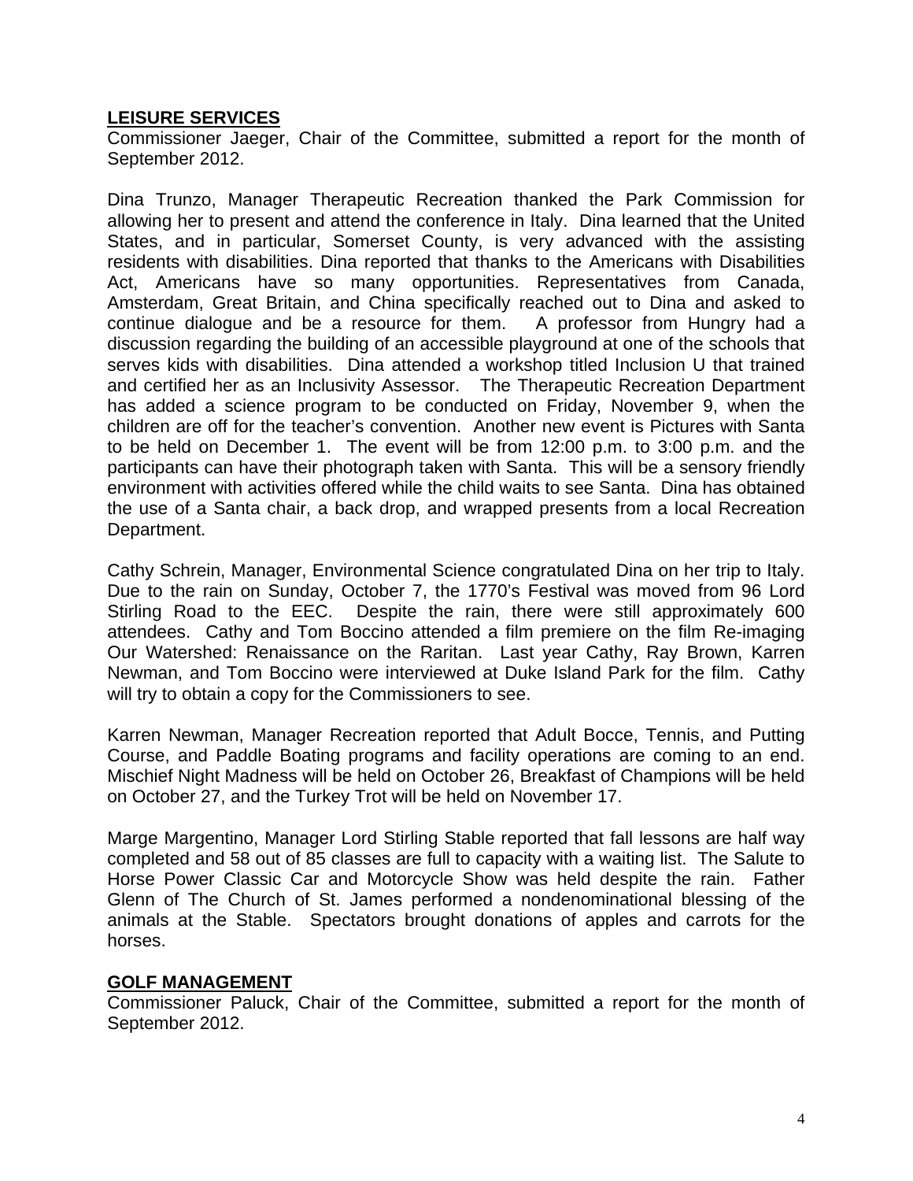**LEISURE SERVICES**

Commissioner Jaeger, Chair of the Committee, submitted a report for the month of September 2012.

Dina Trunzo, Manager Therapeutic Recreation thanked the Park Commission for allowing her to present and attend the conference in Italy. Dina learned that the United States, and in particular, Somerset County, is very advanced with the assisting residents with disabilities. Dina reported that thanks to the Americans with Disabilities Act, Americans have so many opportunities. Representatives from Canada, Amsterdam, Great Britain, and China specifically reached out to Dina and asked to continue dialogue and be a resource for them. A professor from Hungry had a discussion regarding the building of an accessible playground at one of the schools that serves kids with disabilities. Dina attended a workshop titled Inclusion U that trained and certified her as an Inclusivity Assessor. The Therapeutic Recreation Department has added a science program to be conducted on Friday, November 9, when the children are off for the teacher's convention. Another new event is Pictures with Santa to be held on December 1. The event will be from 12:00 p.m. to 3:00 p.m. and the participants can have their photograph taken with Santa. This will be a sensory friendly environment with activities offered while the child waits to see Santa. Dina has obtained the use of a Santa chair, a back drop, and wrapped presents from a local Recreation Department.

Cathy Schrein, Manager, Environmental Science congratulated Dina on her trip to Italy. Due to the rain on Sunday, October 7, the 1770's Festival was moved from 96 Lord Stirling Road to the EEC. Despite the rain, there were still approximately 600 attendees. Cathy and Tom Boccino attended a film premiere on the film Re-imaging Our Watershed: Renaissance on the Raritan. Last year Cathy, Ray Brown, Karren Newman, and Tom Boccino were interviewed at Duke Island Park for the film. Cathy will try to obtain a copy for the Commissioners to see.

Karren Newman, Manager Recreation reported that Adult Bocce, Tennis, and Putting Course, and Paddle Boating programs and facility operations are coming to an end. Mischief Night Madness will be held on October 26, Breakfast of Champions will be held on October 27, and the Turkey Trot will be held on November 17.

Marge Margentino, Manager Lord Stirling Stable reported that fall lessons are half way completed and 58 out of 85 classes are full to capacity with a waiting list. The Salute to Horse Power Classic Car and Motorcycle Show was held despite the rain. Father Glenn of The Church of St. James performed a nondenominational blessing of the animals at the Stable. Spectators brought donations of apples and carrots for the horses.

**GOLF MANAGEMENT**

Commissioner Paluck, Chair of the Committee, submitted a report for the month of September 2012.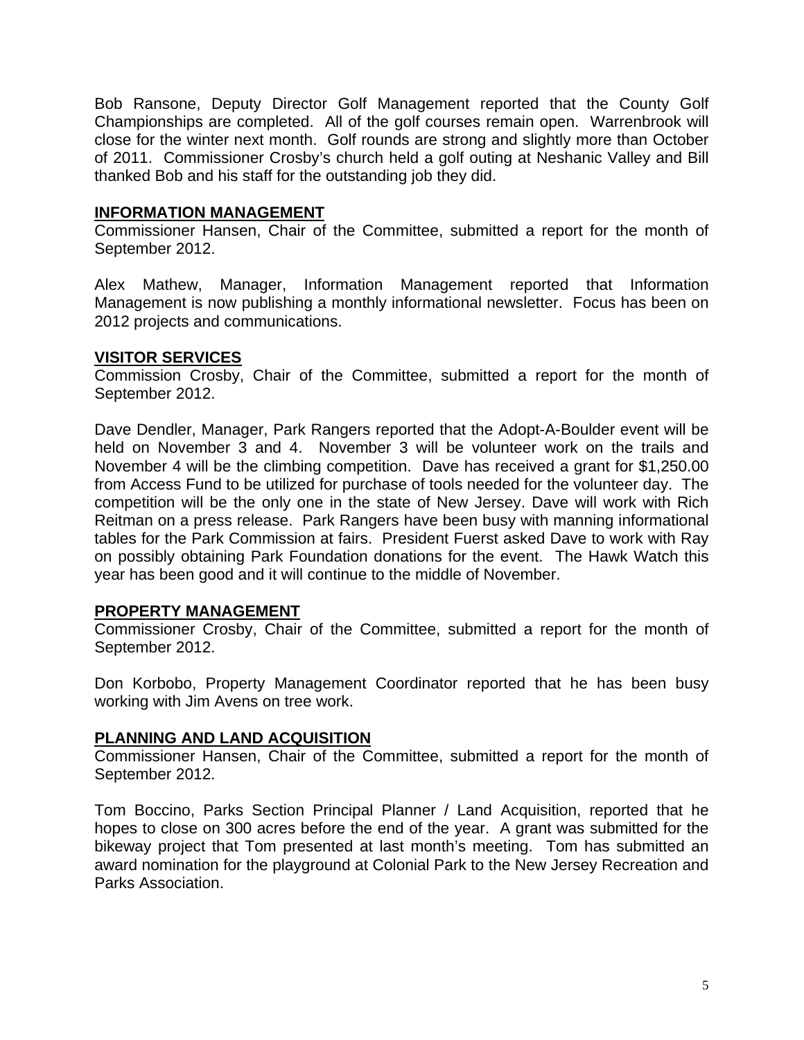Bob Ransone, Deputy Director Golf Management reported that the County Golf Championships are completed. All of the golf courses remain open. Warrenbrook will close for the winter next month. Golf rounds are strong and slightly more than October of 2011. Commissioner Crosby's church held a golf outing at Neshanic Valley and Bill thanked Bob and his staff for the outstanding job they did.

## INFORMATION MANAGEMENT

Commissioner Hansen, Chair of the Committee, submitted a report for the month of September 2012.

Alex Mathew, Manager, Information Management reported that Information Management is now publishing a monthly informational newsletter. Focus has been on 2012 projects and communications.

## VISITOR SERVICES

Commission Crosby, Chair of the Committee, submitted a report for the month of September 2012.

Dave Dendler, Manager, Park Rangers reported that the Adopt-A-Boulder event will be held on November 3 and 4. November 3 will be volunteer work on the trails and November 4 will be the climbing competition. Dave has received a grant for $1,250.00 from Access Fund to be utilized for purchase of tools needed for the volunteer day. The competition will be the only one in the state of New Jersey. Dave will work with Rich Reitman on a press release. Park Rangers have been busy with manning informational tables for the Park Commission at fairs. President Fuerst asked Dave to work with Ray on possibly obtaining Park Foundation donations for the event. The Hawk Watch this year has been good and it will continue to the middle of November.

## PROPERTY MANAGEMENT

Commissioner Crosby, Chair of the Committee, submitted a report for the month of September 2012.

Don Korbobo, Property Management Coordinator reported that he has been busy working with Jim Avens on tree work.

## PLANNING AND LAND ACQUISITION

Commissioner Hansen, Chair of the Committee, submitted a report for the month of September 2012.

Tom Boccino, Parks Section Principal Planner / Land Acquisition, reported that he hopes to close on 300 acres before the end of the year. A grant was submitted for the bikeway project that Tom presented at last month's meeting. Tom has submitted an award nomination for the playground at Colonial Park to the New Jersey Recreation and Parks Association.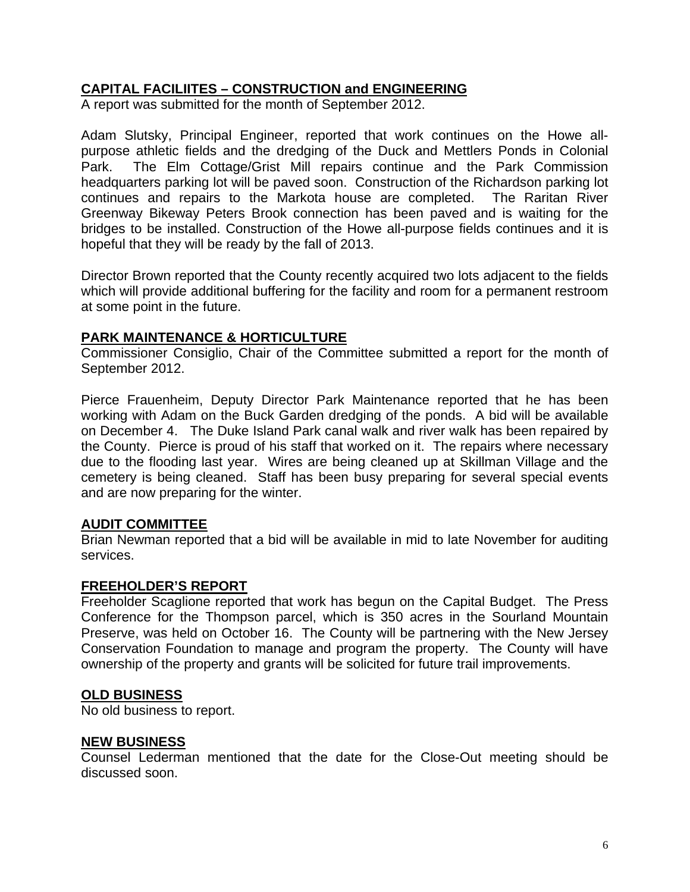## CAPITAL FACILIITES – CONSTRUCTION and ENGINEERING

A report was submitted for the month of September 2012.

Adam Slutsky, Principal Engineer, reported that work continues on the Howe all-purpose athletic fields and the dredging of the Duck and Mettlers Ponds in Colonial Park. The Elm Cottage/Grist Mill repairs continue and the Park Commission headquarters parking lot will be paved soon. Construction of the Richardson parking lot continues and repairs to the Markota house are completed. The Raritan River Greenway Bikeway Peters Brook connection has been paved and is waiting for the bridges to be installed. Construction of the Howe all-purpose fields continues and it is hopeful that they will be ready by the fall of 2013.

Director Brown reported that the County recently acquired two lots adjacent to the fields which will provide additional buffering for the facility and room for a permanent restroom at some point in the future.

## PARK MAINTENANCE & HORTICULTURE

Commissioner Consiglio, Chair of the Committee submitted a report for the month of September 2012.

Pierce Frauenheim, Deputy Director Park Maintenance reported that he has been working with Adam on the Buck Garden dredging of the ponds. A bid will be available on December 4. The Duke Island Park canal walk and river walk has been repaired by the County. Pierce is proud of his staff that worked on it. The repairs where necessary due to the flooding last year. Wires are being cleaned up at Skillman Village and the cemetery is being cleaned. Staff has been busy preparing for several special events and are now preparing for the winter.

## AUDIT COMMITTEE

Brian Newman reported that a bid will be available in mid to late November for auditing services.

## FREEHOLDER'S REPORT

Freeholder Scaglione reported that work has begun on the Capital Budget. The Press Conference for the Thompson parcel, which is 350 acres in the Sourland Mountain Preserve, was held on October 16. The County will be partnering with the New Jersey Conservation Foundation to manage and program the property. The County will have ownership of the property and grants will be solicited for future trail improvements.

## OLD BUSINESS

No old business to report.

## NEW BUSINESS

Counsel Lederman mentioned that the date for the Close-Out meeting should be discussed soon.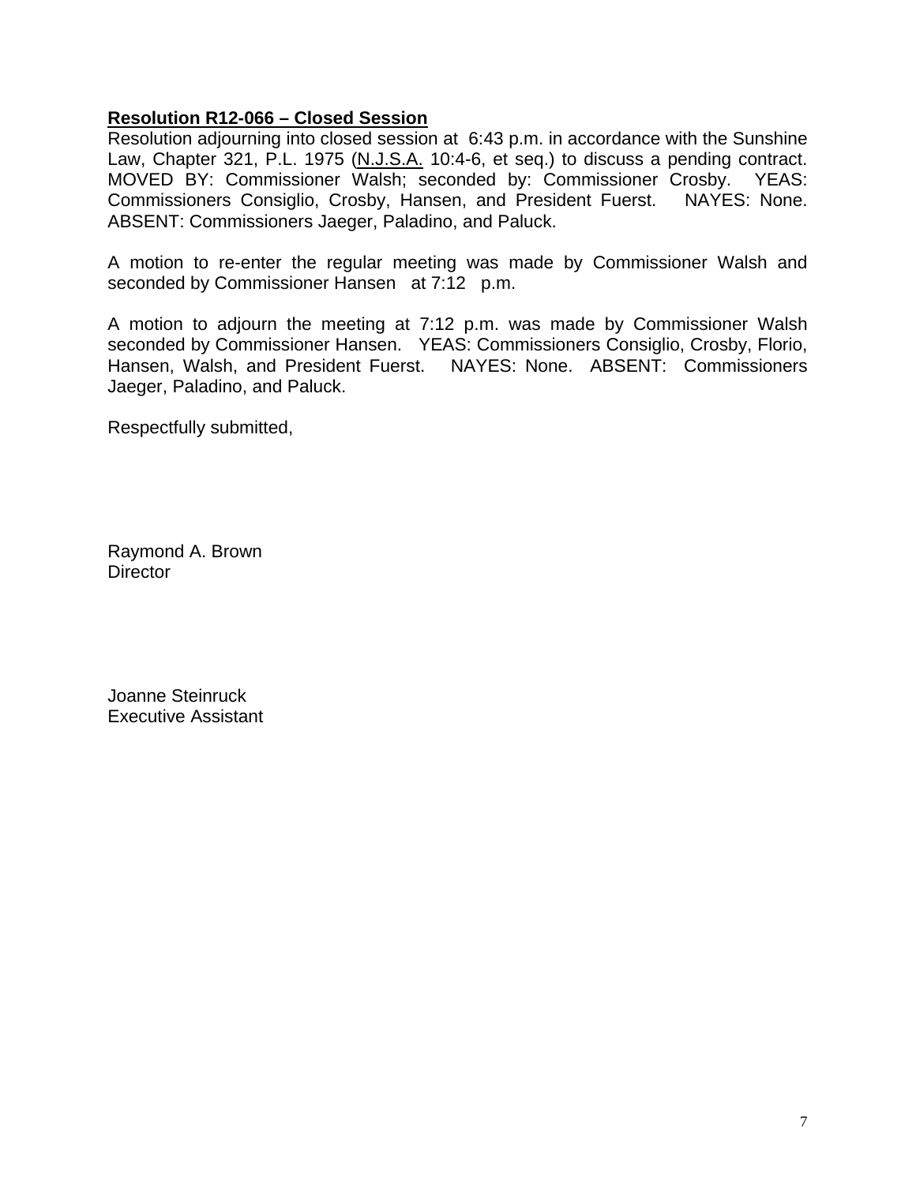**<u>Resolution R12-066 – Closed Session</u>**
Resolution adjourning into closed session at 6:43 p.m. in accordance with the Sunshine Law, Chapter 321, P.L. 1975 (<u>N.J.S.A.</u> 10:4-6, et seq.) to discuss a pending contract. MOVED BY: Commissioner Walsh; seconded by: Commissioner Crosby. YEAS: Commissioners Consiglio, Crosby, Hansen, and President Fuerst. NAYES: None. ABSENT: Commissioners Jaeger, Paladino, and Paluck.

A motion to re-enter the regular meeting was made by Commissioner Walsh and seconded by Commissioner Hansen at 7:12 p.m.

A motion to adjourn the meeting at 7:12 p.m. was made by Commissioner Walsh seconded by Commissioner Hansen. YEAS: Commissioners Consiglio, Crosby, Florio, Hansen, Walsh, and President Fuerst. NAYES: None. ABSENT: Commissioners Jaeger, Paladino, and Paluck.

Respectfully submitted,

Raymond A. Brown
Director

Joanne Steinruck
Executive Assistant